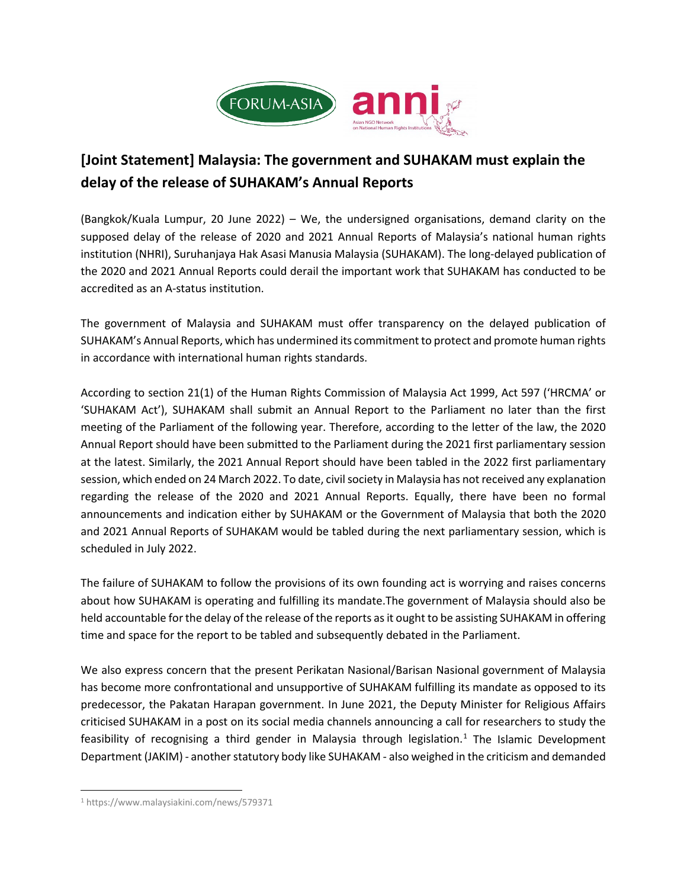# [Joint Statement] Malaysia: The government and SUHAKAM must explain the delay of the release of SUHAKAM's Annual Reports

(Bangkok/Kuala Lumpur, 20 June 2022) – We, the undersigned organisations, demand clarity on the supposed delay of the release of 2020 and 2021 Annual Reports of Malaysia's national human rights institution (NHRI), Suruhanjaya Hak Asasi Manusia Malaysia (SUHAKAM). The long-delayed publication of the 2020 and 2021 Annual Reports could derail the important work that SUHAKAM has conducted to be accredited as an A-status institution.

The government of Malaysia and SUHAKAM must offer transparency on the delayed publication of SUHAKAM's Annual Reports, which has undermined its commitment to protect and promote human rights in accordance with international human rights standards.

According to section 21(1) of the Human Rights Commission of Malaysia Act 1999, Act 597 ('HRCMA' or 'SUHAKAM Act'), SUHAKAM shall submit an Annual Report to the Parliament no later than the first meeting of the Parliament of the following year. Therefore, according to the letter of the law, the 2020 Annual Report should have been submitted to the Parliament during the 2021 first parliamentary session at the latest. Similarly, the 2021 Annual Report should have been tabled in the 2022 first parliamentary session, which ended on 24 March 2022. To date, civil society in Malaysia has not received any explanation regarding the release of the 2020 and 2021 Annual Reports. Equally, there have been no formal announcements and indication either by SUHAKAM or the Government of Malaysia that both the 2020 and 2021 Annual Reports of SUHAKAM would be tabled during the next parliamentary session, which is scheduled in July 2022.

The failure of SUHAKAM to follow the provisions of its own founding act is worrying and raises concerns about how SUHAKAM is operating and fulfilling its mandate.The government of Malaysia should also be held accountable for the delay of the release of the reports as it ought to be assisting SUHAKAM in offering time and space for the report to be tabled and subsequently debated in the Parliament.

We also express concern that the present Perikatan Nasional/Barisan Nasional government of Malaysia has become more confrontational and unsupportive of SUHAKAM fulfilling its mandate as opposed to its predecessor, the Pakatan Harapan government. In June 2021, the Deputy Minister for Religious Affairs criticised SUHAKAM in a post on its social media channels announcing a call for researchers to study the feasibility of recognising a third gender in Malaysia through legislation.[1] The Islamic Development Department (JAKIM) - another statutory body like SUHAKAM - also weighed in the criticism and demanded

[1] https://www.malaysiakini.com/news/579371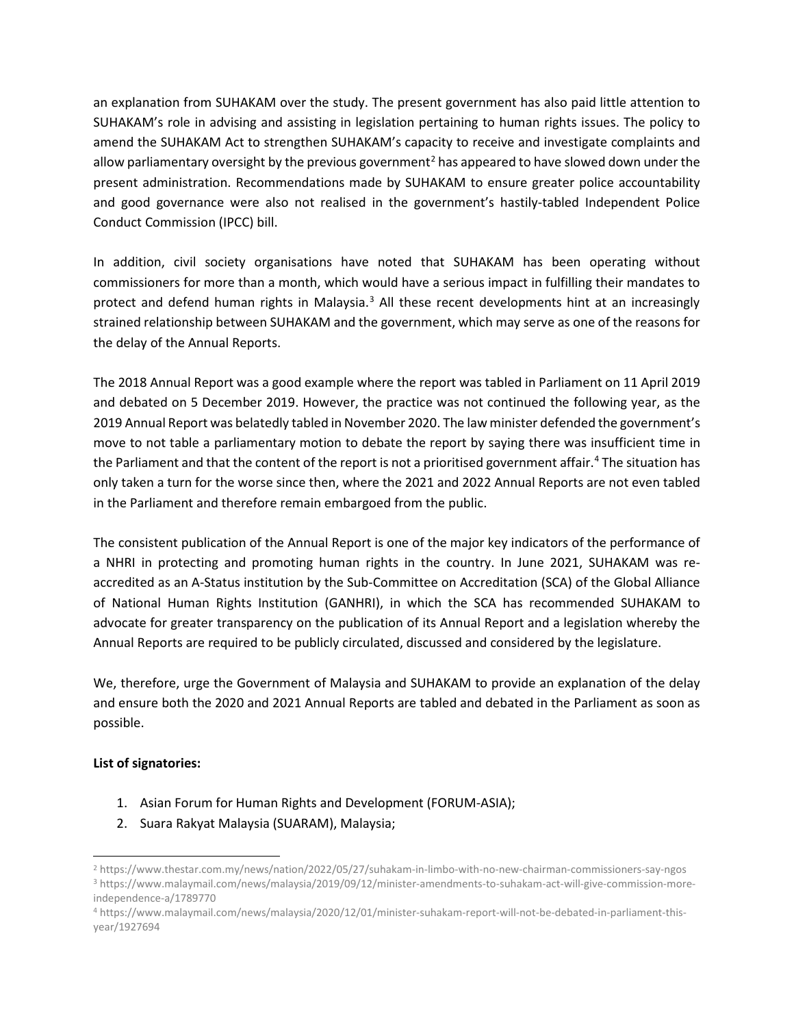an explanation from SUHAKAM over the study. The present government has also paid little attention to SUHAKAM's role in advising and assisting in legislation pertaining to human rights issues. The policy to amend the SUHAKAM Act to strengthen SUHAKAM's capacity to receive and investigate complaints and allow parliamentary oversight by the previous government[2] has appeared to have slowed down under the present administration. Recommendations made by SUHAKAM to ensure greater police accountability and good governance were also not realised in the government's hastily-tabled Independent Police Conduct Commission (IPCC) bill.

In addition, civil society organisations have noted that SUHAKAM has been operating without commissioners for more than a month, which would have a serious impact in fulfilling their mandates to protect and defend human rights in Malaysia.[3] All these recent developments hint at an increasingly strained relationship between SUHAKAM and the government, which may serve as one of the reasons for the delay of the Annual Reports.

The 2018 Annual Report was a good example where the report was tabled in Parliament on 11 April 2019 and debated on 5 December 2019. However, the practice was not continued the following year, as the 2019 Annual Report was belatedly tabled in November 2020. The law minister defended the government's move to not table a parliamentary motion to debate the report by saying there was insufficient time in the Parliament and that the content of the report is not a prioritised government affair.[4] The situation has only taken a turn for the worse since then, where the 2021 and 2022 Annual Reports are not even tabled in the Parliament and therefore remain embargoed from the public.

The consistent publication of the Annual Report is one of the major key indicators of the performance of a NHRI in protecting and promoting human rights in the country. In June 2021, SUHAKAM was re-accredited as an A-Status institution by the Sub-Committee on Accreditation (SCA) of the Global Alliance of National Human Rights Institution (GANHRI), in which the SCA has recommended SUHAKAM to advocate for greater transparency on the publication of its Annual Report and a legislation whereby the Annual Reports are required to be publicly circulated, discussed and considered by the legislature.

We, therefore, urge the Government of Malaysia and SUHAKAM to provide an explanation of the delay and ensure both the 2020 and 2021 Annual Reports are tabled and debated in the Parliament as soon as possible.

**List of signatories:**

1. Asian Forum for Human Rights and Development (FORUM-ASIA);
2. Suara Rakyat Malaysia (SUARAM), Malaysia;

---

[2] https://www.thestar.com.my/news/nation/2022/05/27/suhakam-in-limbo-with-no-new-chairman-commissioners-say-ngos

[3] https://www.malaymail.com/news/malaysia/2019/09/12/minister-amendments-to-suhakam-act-will-give-commission-more-independence-a/1789770

[4] https://www.malaymail.com/news/malaysia/2020/12/01/minister-suhakam-report-will-not-be-debated-in-parliament-this-year/1927694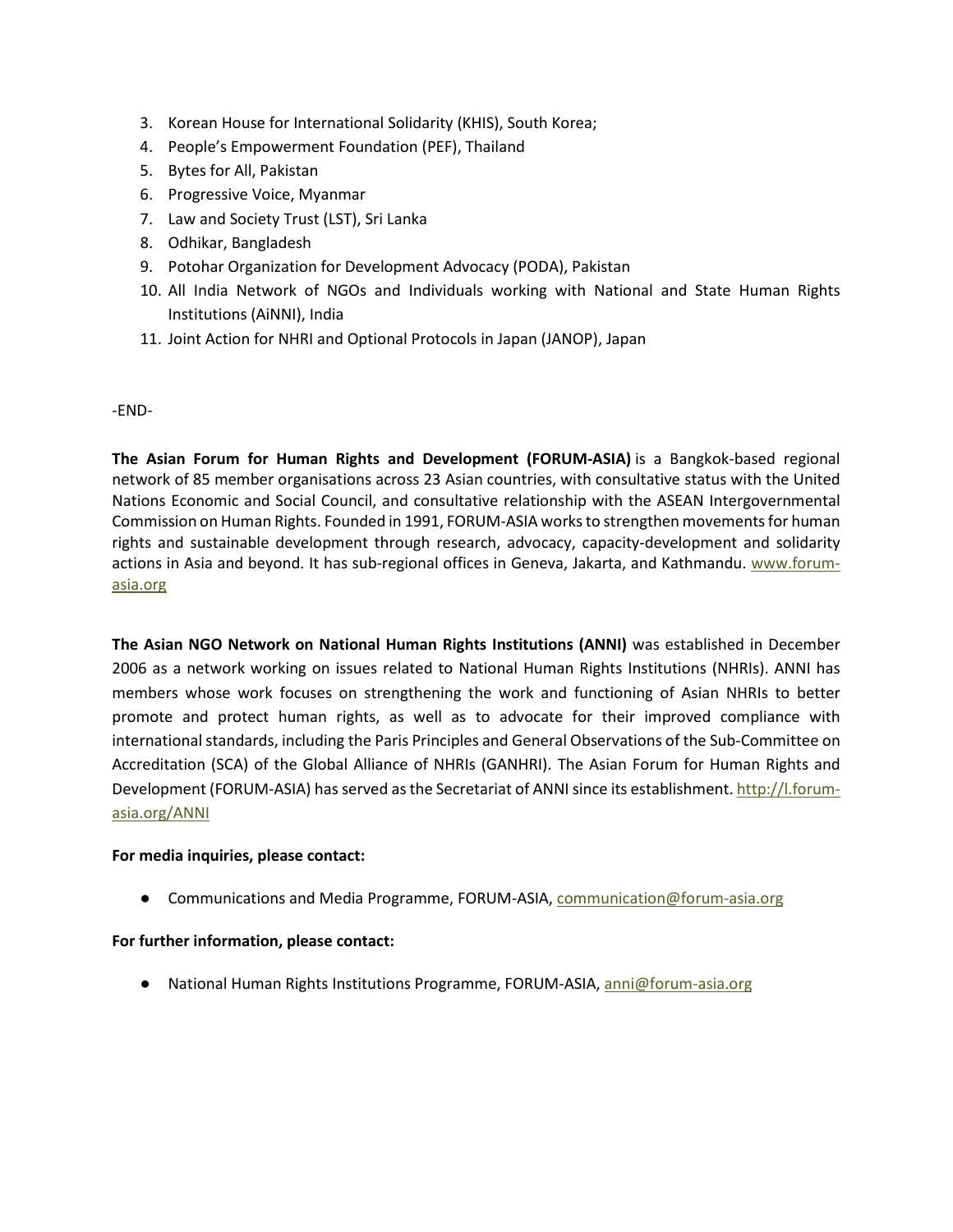3. Korean House for International Solidarity (KHIS), South Korea;
4. People's Empowerment Foundation (PEF), Thailand
5. Bytes for All, Pakistan
6. Progressive Voice, Myanmar
7. Law and Society Trust (LST), Sri Lanka
8. Odhikar, Bangladesh
9. Potohar Organization for Development Advocacy (PODA), Pakistan
10. All India Network of NGOs and Individuals working with National and State Human Rights Institutions (AiNNI), India
11. Joint Action for NHRI and Optional Protocols in Japan (JANOP), Japan

-END-

**The Asian Forum for Human Rights and Development (FORUM-ASIA)** is a Bangkok-based regional network of 85 member organisations across 23 Asian countries, with consultative status with the United Nations Economic and Social Council, and consultative relationship with the ASEAN Intergovernmental Commission on Human Rights. Founded in 1991, FORUM-ASIA works to strengthen movements for human rights and sustainable development through research, advocacy, capacity-development and solidarity actions in Asia and beyond. It has sub-regional offices in Geneva, Jakarta, and Kathmandu. [www.forum-asia.org](http://www.forum-asia.org)

**The Asian NGO Network on National Human Rights Institutions (ANNI)** was established in December 2006 as a network working on issues related to National Human Rights Institutions (NHRIs). ANNI has members whose work focuses on strengthening the work and functioning of Asian NHRIs to better promote and protect human rights, as well as to advocate for their improved compliance with international standards, including the Paris Principles and General Observations of the Sub-Committee on Accreditation (SCA) of the Global Alliance of NHRIs (GANHRI). The Asian Forum for Human Rights and Development (FORUM-ASIA) has served as the Secretariat of ANNI since its establishment. [http://l.forum-asia.org/ANNI](http://l.forum-asia.org/ANNI)

**For media inquiries, please contact:**

- Communications and Media Programme, FORUM-ASIA, [communication@forum-asia.org](mailto:communication@forum-asia.org)

**For further information, please contact:**

- National Human Rights Institutions Programme, FORUM-ASIA, [anni@forum-asia.org](mailto:anni@forum-asia.org)